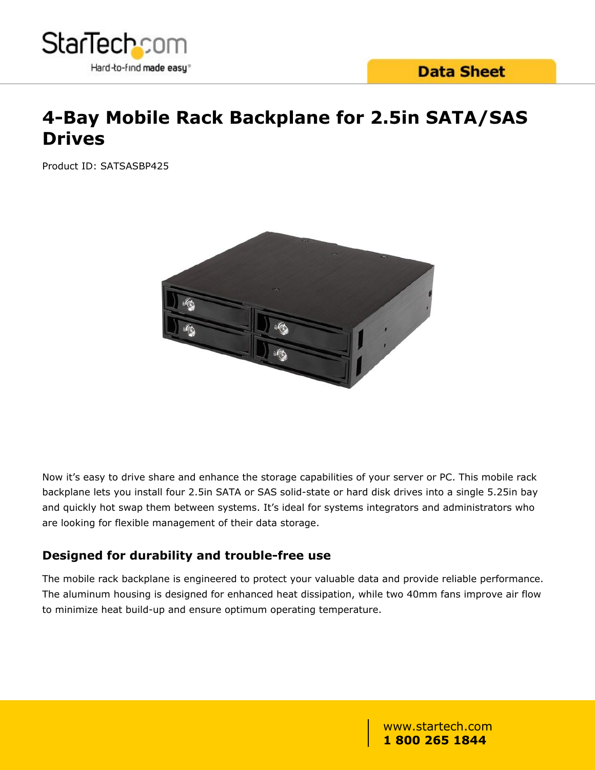# 4-Bay Mobile Rack Backplane for 2.5in SATA/SAS Drives

Product ID: SATSASBP425

Now it's easy to drive share and enhance the storage capabilities of your server or PC. This mobile rack backplane lets you install four 2.5in SATA or SAS solid-state or hard disk drives into a single 5.25in bay and quickly hot swap them between systems. It's ideal for systems integrators and administrators who are looking for flexible management of their data storage.

## Designed for durability and trouble-free use

The mobile rack backplane is engineered to protect your valuable data and provide reliable performance. The aluminum housing is designed for enhanced heat dissipation, while two 40mm fans improve air flow to minimize heat build-up and ensure optimum operating temperature.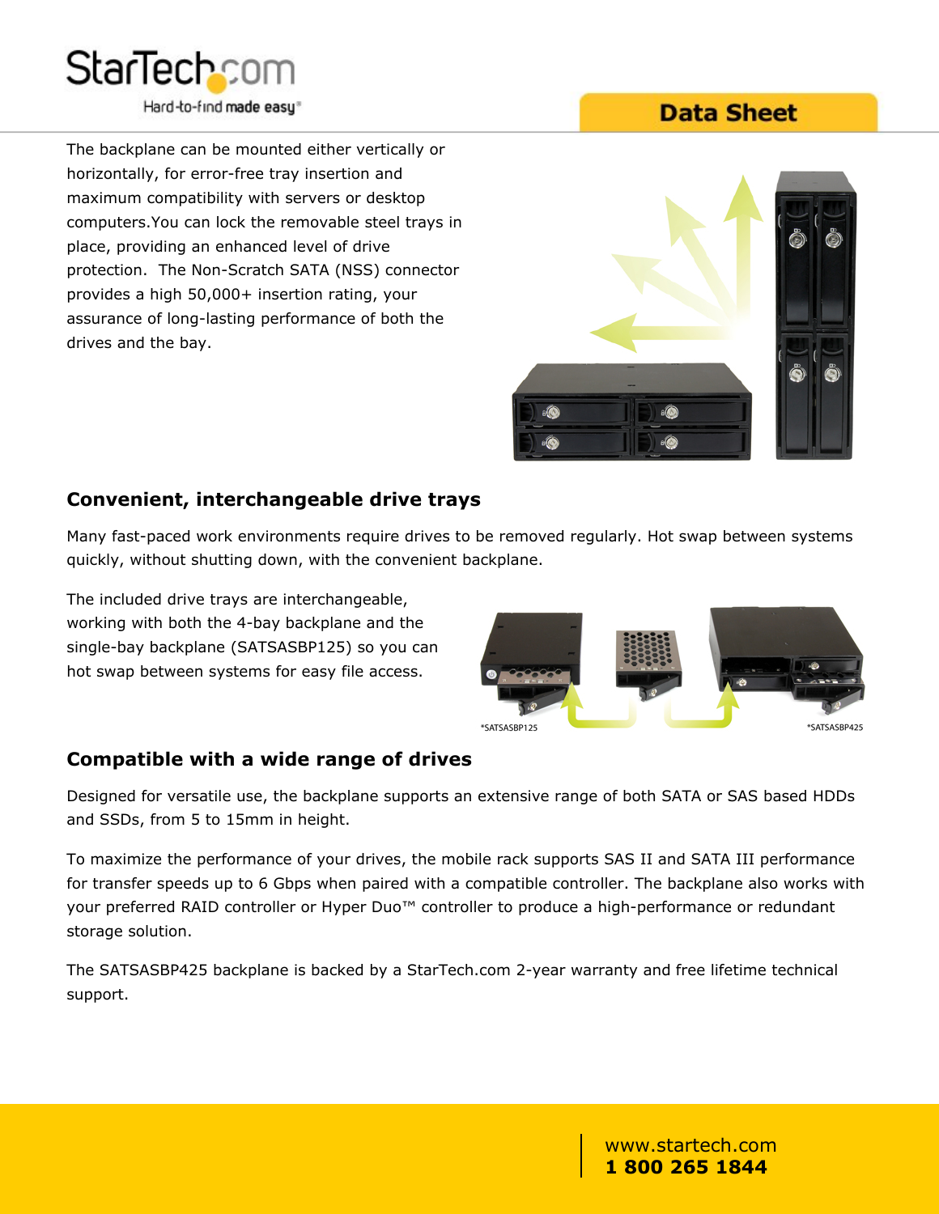The backplane can be mounted either vertically or horizontally, for error-free tray insertion and maximum compatibility with servers or desktop computers.You can lock the removable steel trays in place, providing an enhanced level of drive protection.  The Non-Scratch SATA (NSS) connector provides a high 50,000+ insertion rating, your assurance of long-lasting performance of both the drives and the bay.

## Convenient, interchangeable drive trays

Many fast-paced work environments require drives to be removed regularly. Hot swap between systems quickly, without shutting down, with the convenient backplane.

The included drive trays are interchangeable, working with both the 4-bay backplane and the single-bay backplane (SATSASBP125) so you can hot swap between systems for easy file access.

*SATSASBP125

*SATSASBP425

## Compatible with a wide range of drives

Designed for versatile use, the backplane supports an extensive range of both SATA or SAS based HDDs and SSDs, from 5 to 15mm in height.

To maximize the performance of your drives, the mobile rack supports SAS II and SATA III performance for transfer speeds up to 6 Gbps when paired with a compatible controller. The backplane also works with your preferred RAID controller or Hyper Duo™ controller to produce a high-performance or redundant storage solution.

The SATSASBP425 backplane is backed by a StarTech.com 2-year warranty and free lifetime technical support.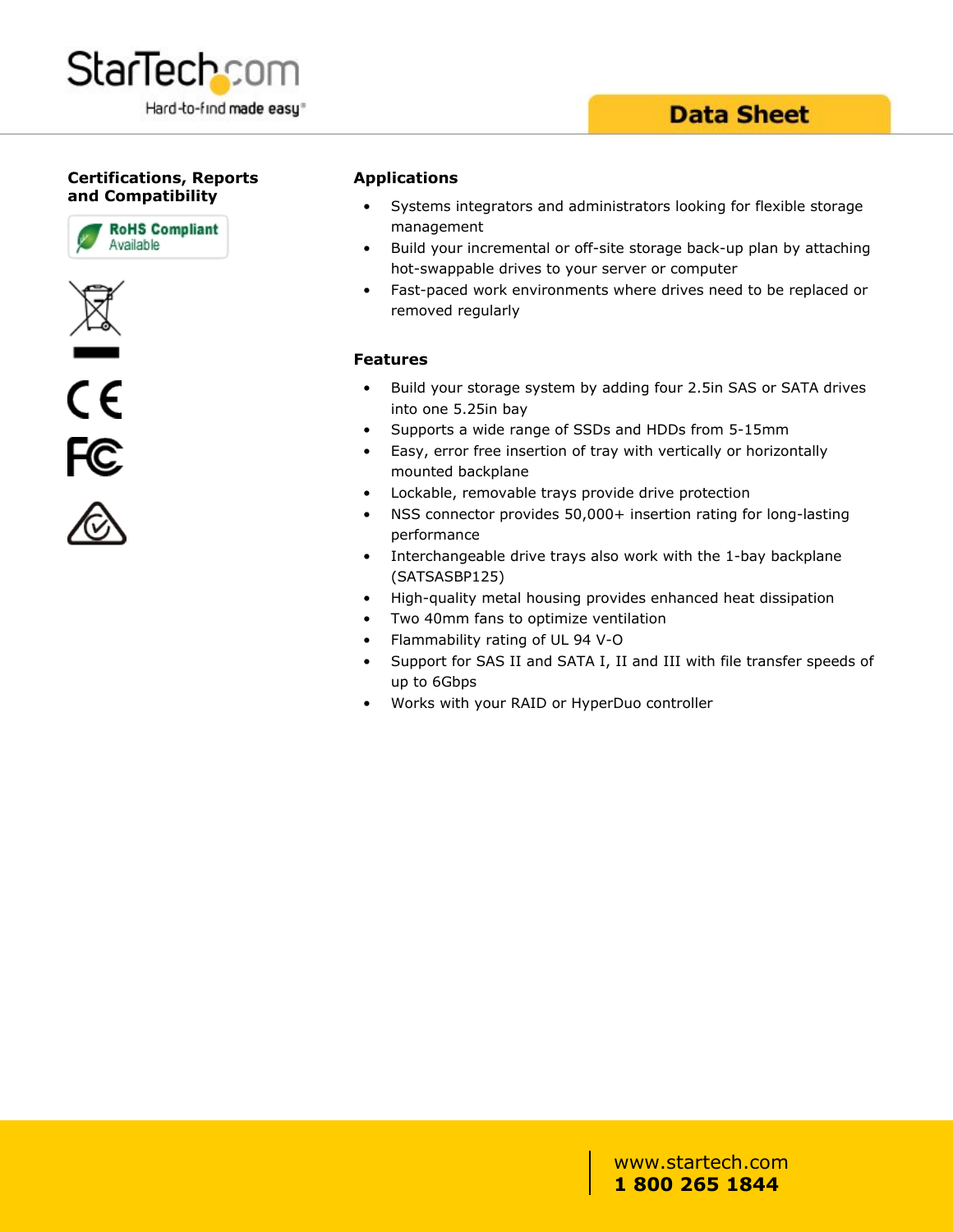## Certifications, Reports and Compatibility

RoHS Compliant Available

## Applications

- Systems integrators and administrators looking for flexible storage management
- Build your incremental or off-site storage back-up plan by attaching hot-swappable drives to your server or computer
- Fast-paced work environments where drives need to be replaced or removed regularly

## Features

- Build your storage system by adding four 2.5in SAS or SATA drives into one 5.25in bay
- Supports a wide range of SSDs and HDDs from 5-15mm
- Easy, error free insertion of tray with vertically or horizontally mounted backplane
- Lockable, removable trays provide drive protection
- NSS connector provides 50,000+ insertion rating for long-lasting performance
- Interchangeable drive trays also work with the 1-bay backplane (SATSASBP125)
- High-quality metal housing provides enhanced heat dissipation
- Two 40mm fans to optimize ventilation
- Flammability rating of UL 94 V-O
- Support for SAS II and SATA I, II and III with file transfer speeds of up to 6Gbps
- Works with your RAID or HyperDuo controller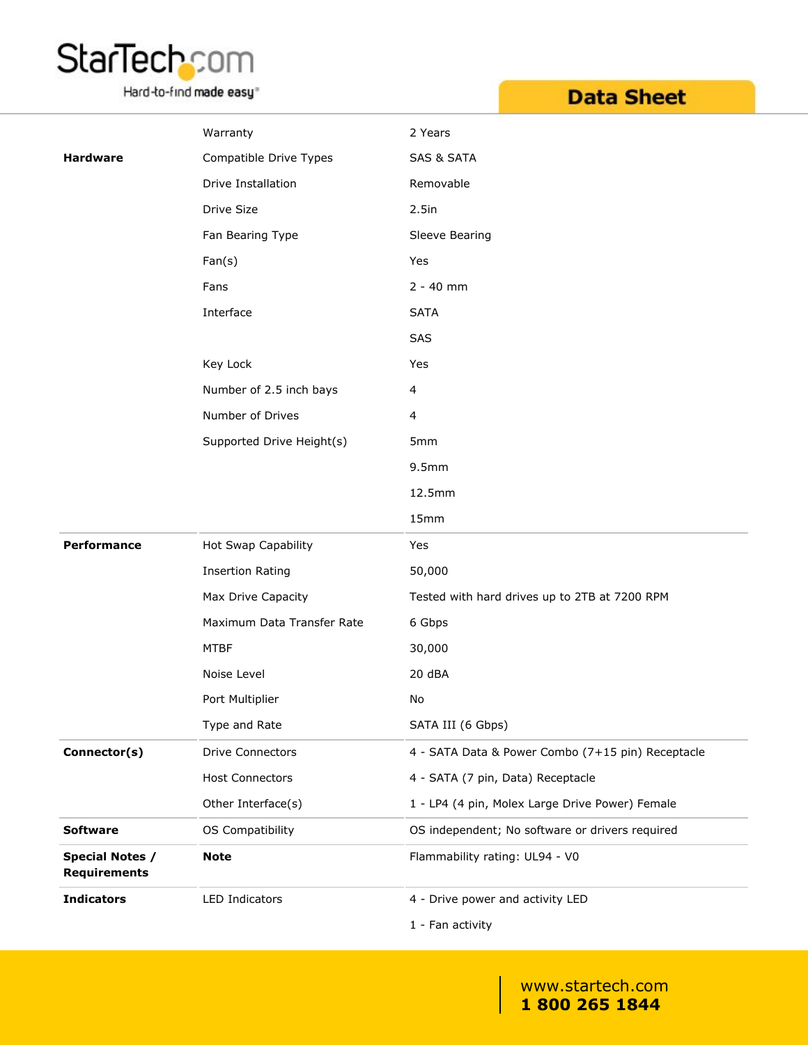| | | |
|---|---|---|
| | Warranty | 2 Years |
| **Hardware** | Compatible Drive Types | SAS & SATA |
| | Drive Installation | Removable |
| | Drive Size | 2.5in |
| | Fan Bearing Type | Sleeve Bearing |
| | Fan(s) | Yes |
| | Fans | 2 - 40 mm |
| | Interface | SATA |
| | | SAS |
| | Key Lock | Yes |
| | Number of 2.5 inch bays | 4 |
| | Number of Drives | 4 |
| | Supported Drive Height(s) | 5mm |
| | | 9.5mm |
| | | 12.5mm |
| | | 15mm |
| **Performance** | Hot Swap Capability | Yes |
| | Insertion Rating | 50,000 |
| | Max Drive Capacity | Tested with hard drives up to 2TB at 7200 RPM |
| | Maximum Data Transfer Rate | 6 Gbps |
| | MTBF | 30,000 |
| | Noise Level | 20 dBA |
| | Port Multiplier | No |
| | Type and Rate | SATA III (6 Gbps) |
| **Connector(s)** | Drive Connectors | 4 - SATA Data & Power Combo (7+15 pin) Receptacle |
| | Host Connectors | 4 - SATA (7 pin, Data) Receptacle |
| | Other Interface(s) | 1 - LP4 (4 pin, Molex Large Drive Power) Female |
| **Software** | OS Compatibility | OS independent; No software or drivers required |
| **Special Notes / Requirements** | **Note** | Flammability rating: UL94 - V0 |
| **Indicators** | LED Indicators | 4 - Drive power and activity LED |
| | | 1 - Fan activity |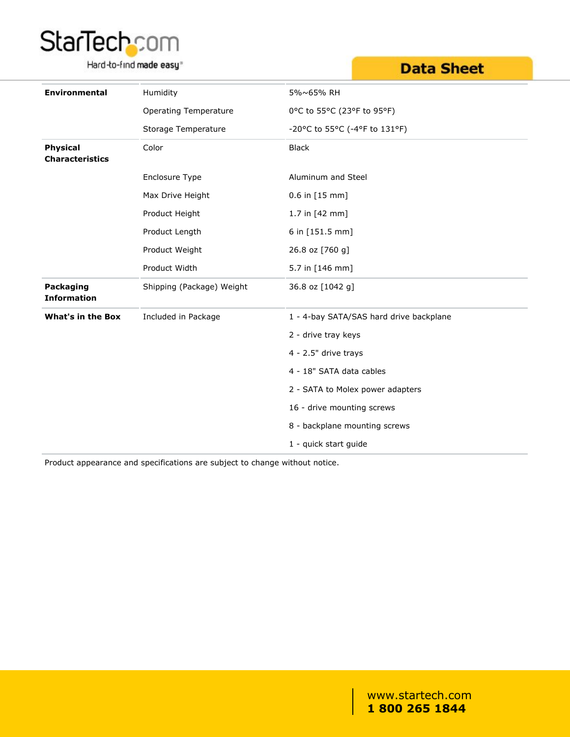| | | |
|---|---|---|
| **Environmental** | Humidity | 5%~65% RH |
| | Operating Temperature | 0°C to 55°C (23°F to 95°F) |
| | Storage Temperature | -20°C to 55°C (-4°F to 131°F) |
| **Physical Characteristics** | Color | Black |
| | Enclosure Type | Aluminum and Steel |
| | Max Drive Height | 0.6 in [15 mm] |
| | Product Height | 1.7 in [42 mm] |
| | Product Length | 6 in [151.5 mm] |
| | Product Weight | 26.8 oz [760 g] |
| | Product Width | 5.7 in [146 mm] |
| **Packaging Information** | Shipping (Package) Weight | 36.8 oz [1042 g] |
| **What's in the Box** | Included in Package | 1 - 4-bay SATA/SAS hard drive backplane |
| | | 2 - drive tray keys |
| | | 4 - 2.5" drive trays |
| | | 4 - 18" SATA data cables |
| | | 2 - SATA to Molex power adapters |
| | | 16 - drive mounting screws |
| | | 8 - backplane mounting screws |
| | | 1 - quick start guide |

Product appearance and specifications are subject to change without notice.